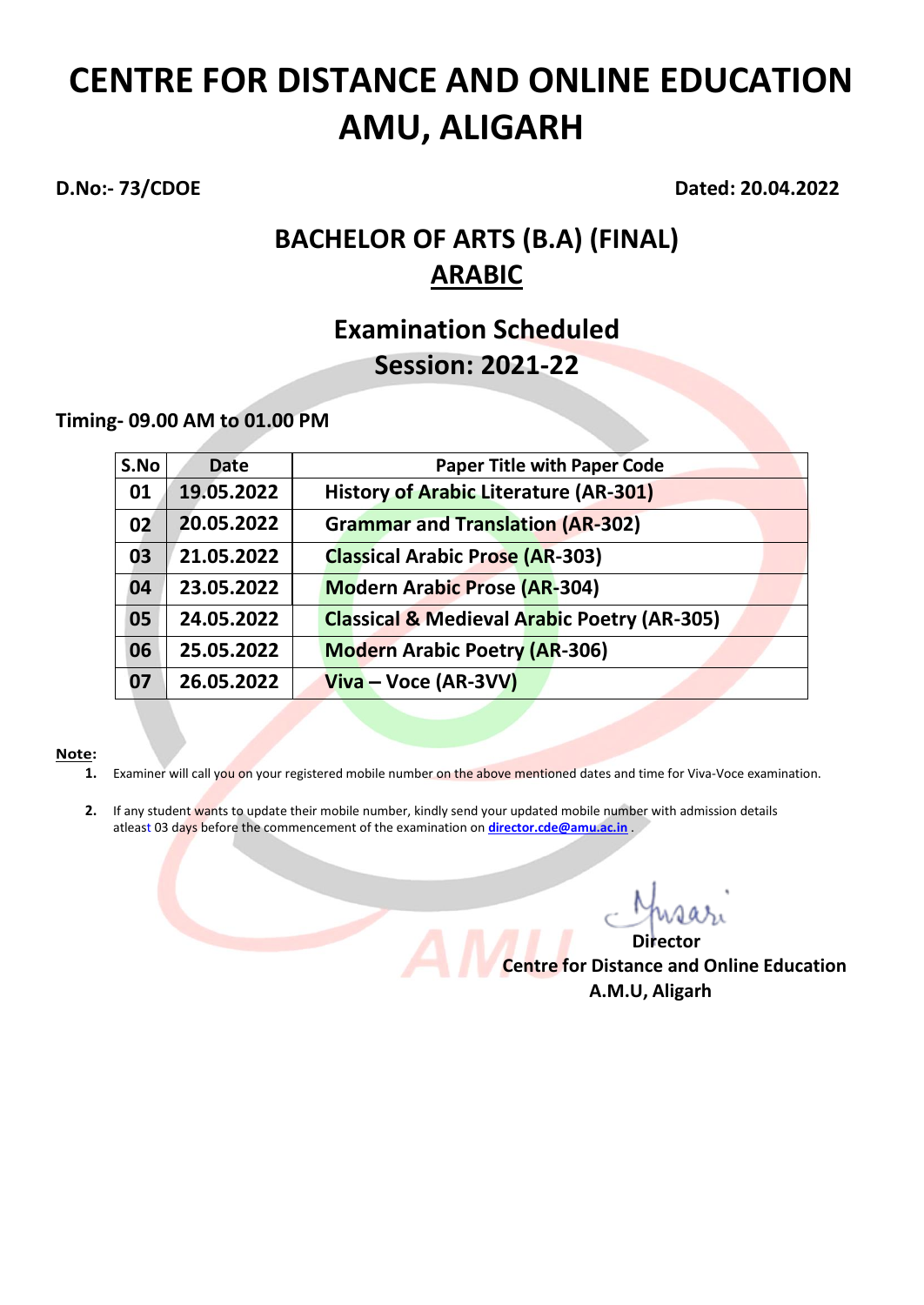# CENTRE FOR DISTANCE AND ONLINE EDUCATION AMU, ALIGARH

**D.No:- 73/CDOE** **Dated: 20.04.2022**

## BACHELOR OF ARTS (B.A) (FINAL)
## ARABIC

## Examination Scheduled
## Session: 2021-22

**Timing- 09.00 AM to 01.00 PM**

| S.No | Date | Paper Title with Paper Code |
|---|---|---|
| 01 | 19.05.2022 | History of Arabic Literature (AR-301) |
| 02 | 20.05.2022 | Grammar and Translation (AR-302) |
| 03 | 21.05.2022 | Classical Arabic Prose (AR-303) |
| 04 | 23.05.2022 | Modern Arabic Prose (AR-304) |
| 05 | 24.05.2022 | Classical & Medieval Arabic Poetry (AR-305) |
| 06 | 25.05.2022 | Modern Arabic Poetry (AR-306) |
| 07 | 26.05.2022 | Viva – Voce (AR-3VV) |

**Note:**

1. Examiner will call you on your registered mobile number on the above mentioned dates and time for Viva-Voce examination.
2. If any student wants to update their mobile number, kindly send your updated mobile number with admission details atleast 03 days before the commencement of the examination on **director.cde@amu.ac.in** .

**Director**
**Centre for Distance and Online Education**
**A.M.U, Aligarh**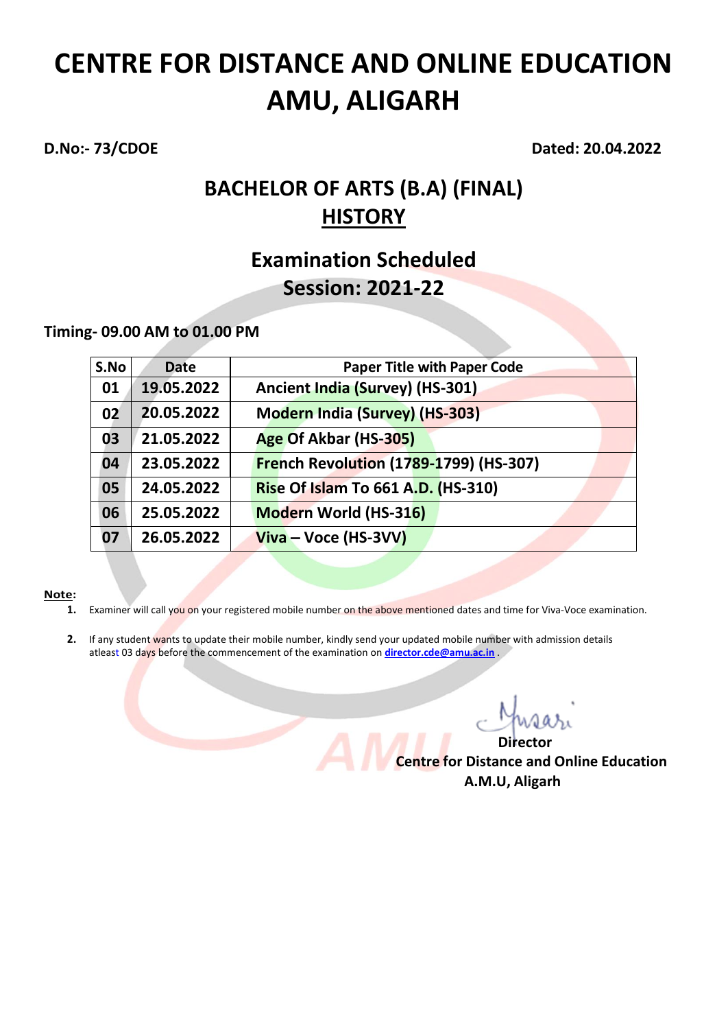# CENTRE FOR DISTANCE AND ONLINE EDUCATION AMU, ALIGARH

**D.No:- 73/CDOE** **Dated: 20.04.2022**

## BACHELOR OF ARTS (B.A) (FINAL)
## HISTORY

## Examination Scheduled
## Session: 2021-22

**Timing- 09.00 AM to 01.00 PM**

| S.No | Date | Paper Title with Paper Code |
|---|---|---|
| 01 | 19.05.2022 | Ancient India (Survey) (HS-301) |
| 02 | 20.05.2022 | Modern India (Survey) (HS-303) |
| 03 | 21.05.2022 | Age Of Akbar (HS-305) |
| 04 | 23.05.2022 | French Revolution (1789-1799) (HS-307) |
| 05 | 24.05.2022 | Rise Of Islam To 661 A.D. (HS-310) |
| 06 | 25.05.2022 | Modern World (HS-316) |
| 07 | 26.05.2022 | Viva – Voce (HS-3VV) |

**Note:**

1. Examiner will call you on your registered mobile number on the above mentioned dates and time for Viva-Voce examination.
2. If any student wants to update their mobile number, kindly send your updated mobile number with admission details atleast 03 days before the commencement of the examination on **director.cde@amu.ac.in** .

**Director**
**Centre for Distance and Online Education**
**A.M.U, Aligarh**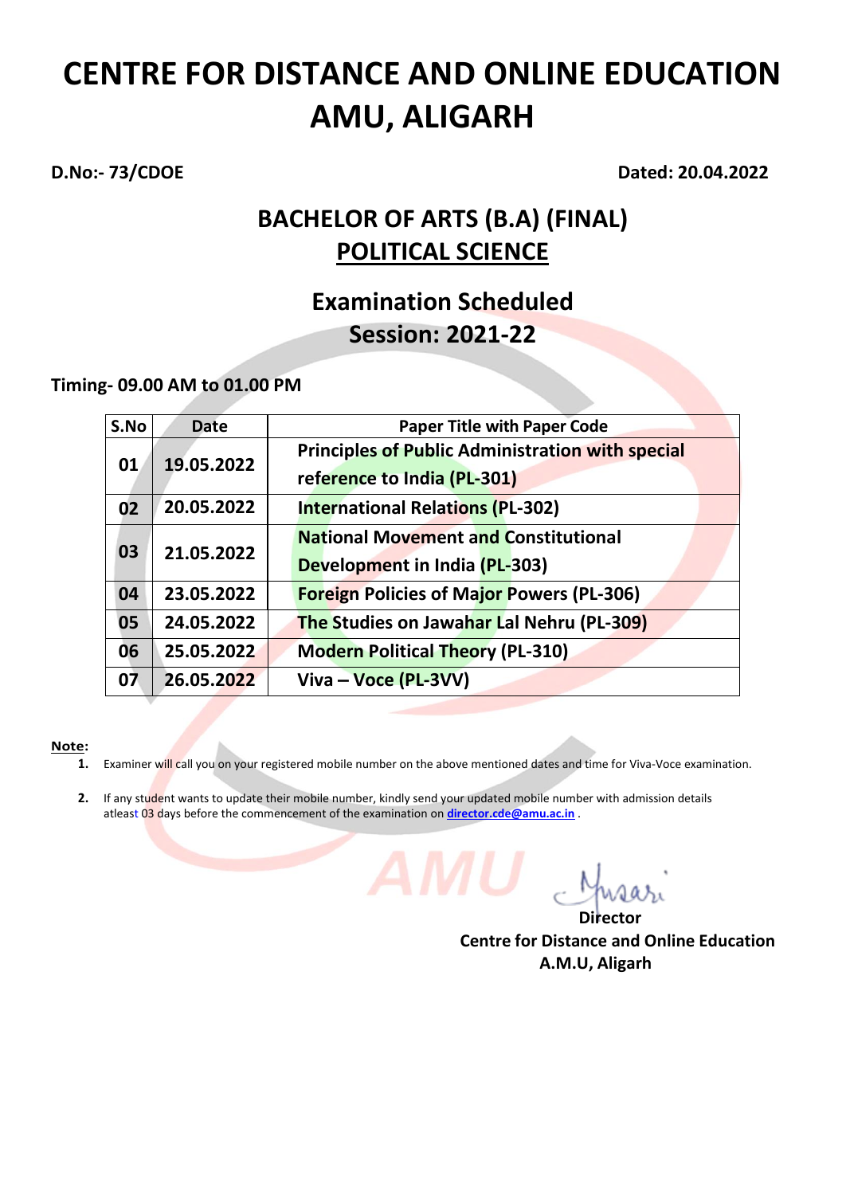# CENTRE FOR DISTANCE AND ONLINE EDUCATION AMU, ALIGARH

**D.No:- 73/CDOE** **Dated: 20.04.2022**

## BACHELOR OF ARTS (B.A) (FINAL)
## POLITICAL SCIENCE

## Examination Scheduled
## Session: 2021-22

**Timing- 09.00 AM to 01.00 PM**

| S.No | Date | Paper Title with Paper Code |
|---|---|---|
| 01 | 19.05.2022 | Principles of Public Administration with special reference to India (PL-301) |
| 02 | 20.05.2022 | International Relations (PL-302) |
| 03 | 21.05.2022 | National Movement and Constitutional Development in India (PL-303) |
| 04 | 23.05.2022 | Foreign Policies of Major Powers (PL-306) |
| 05 | 24.05.2022 | The Studies on Jawahar Lal Nehru (PL-309) |
| 06 | 25.05.2022 | Modern Political Theory (PL-310) |
| 07 | 26.05.2022 | Viva – Voce (PL-3VV) |

**Note:**

1. Examiner will call you on your registered mobile number on the above mentioned dates and time for Viva-Voce examination.
2. If any student wants to update their mobile number, kindly send your updated mobile number with admission details atleast 03 days before the commencement of the examination on director.cde@amu.ac.in .

**Director**
**Centre for Distance and Online Education**
**A.M.U, Aligarh**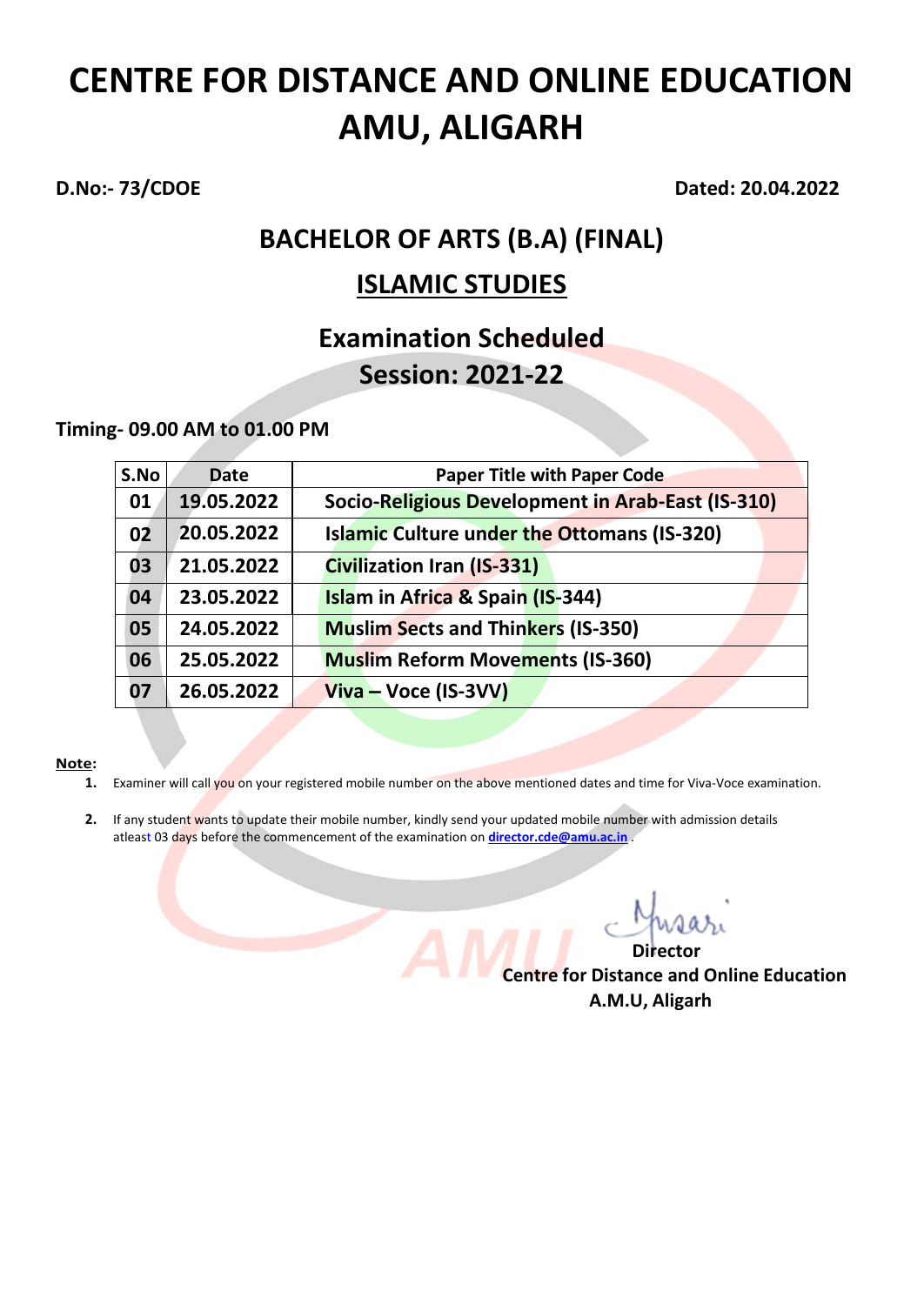# CENTRE FOR DISTANCE AND ONLINE EDUCATION AMU, ALIGARH

**D.No:- 73/CDOE** **Dated: 20.04.2022**

## BACHELOR OF ARTS (B.A) (FINAL)

## ISLAMIC STUDIES

## Examination Scheduled Session: 2021-22

**Timing- 09.00 AM to 01.00 PM**

| S.No | Date | Paper Title with Paper Code |
|---|---|---|
| 01 | 19.05.2022 | Socio-Religious Development in Arab-East (IS-310) |
| 02 | 20.05.2022 | Islamic Culture under the Ottomans (IS-320) |
| 03 | 21.05.2022 | Civilization Iran (IS-331) |
| 04 | 23.05.2022 | Islam in Africa & Spain (IS-344) |
| 05 | 24.05.2022 | Muslim Sects and Thinkers (IS-350) |
| 06 | 25.05.2022 | Muslim Reform Movements (IS-360) |
| 07 | 26.05.2022 | Viva – Voce (IS-3VV) |

**Note:**

1. Examiner will call you on your registered mobile number on the above mentioned dates and time for Viva-Voce examination.
2. If any student wants to update their mobile number, kindly send your updated mobile number with admission details atleast 03 days before the commencement of the examination on **director.cde@amu.ac.in** .

**Director**
**Centre for Distance and Online Education**
**A.M.U, Aligarh**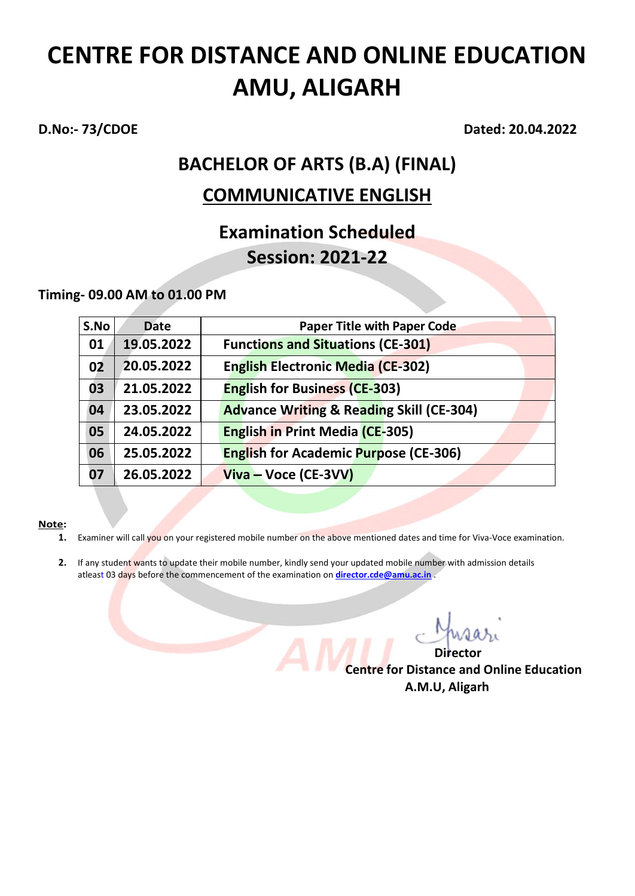# CENTRE FOR DISTANCE AND ONLINE EDUCATION AMU, ALIGARH

**D.No:- 73/CDOE** **Dated: 20.04.2022**

## BACHELOR OF ARTS (B.A) (FINAL)

## COMMUNICATIVE ENGLISH

## Examination Scheduled
## Session: 2021-22

**Timing- 09.00 AM to 01.00 PM**

| S.No | Date | Paper Title with Paper Code |
|---|---|---|
| 01 | 19.05.2022 | Functions and Situations (CE-301) |
| 02 | 20.05.2022 | English Electronic Media (CE-302) |
| 03 | 21.05.2022 | English for Business (CE-303) |
| 04 | 23.05.2022 | Advance Writing & Reading Skill (CE-304) |
| 05 | 24.05.2022 | English in Print Media (CE-305) |
| 06 | 25.05.2022 | English for Academic Purpose (CE-306) |
| 07 | 26.05.2022 | Viva – Voce (CE-3VV) |

**Note:**

1. Examiner will call you on your registered mobile number on the above mentioned dates and time for Viva-Voce examination.
2. If any student wants to update their mobile number, kindly send your updated mobile number with admission details atleast 03 days before the commencement of the examination on **director.cde@amu.ac.in** .

**Director**
**Centre for Distance and Online Education**
**A.M.U, Aligarh**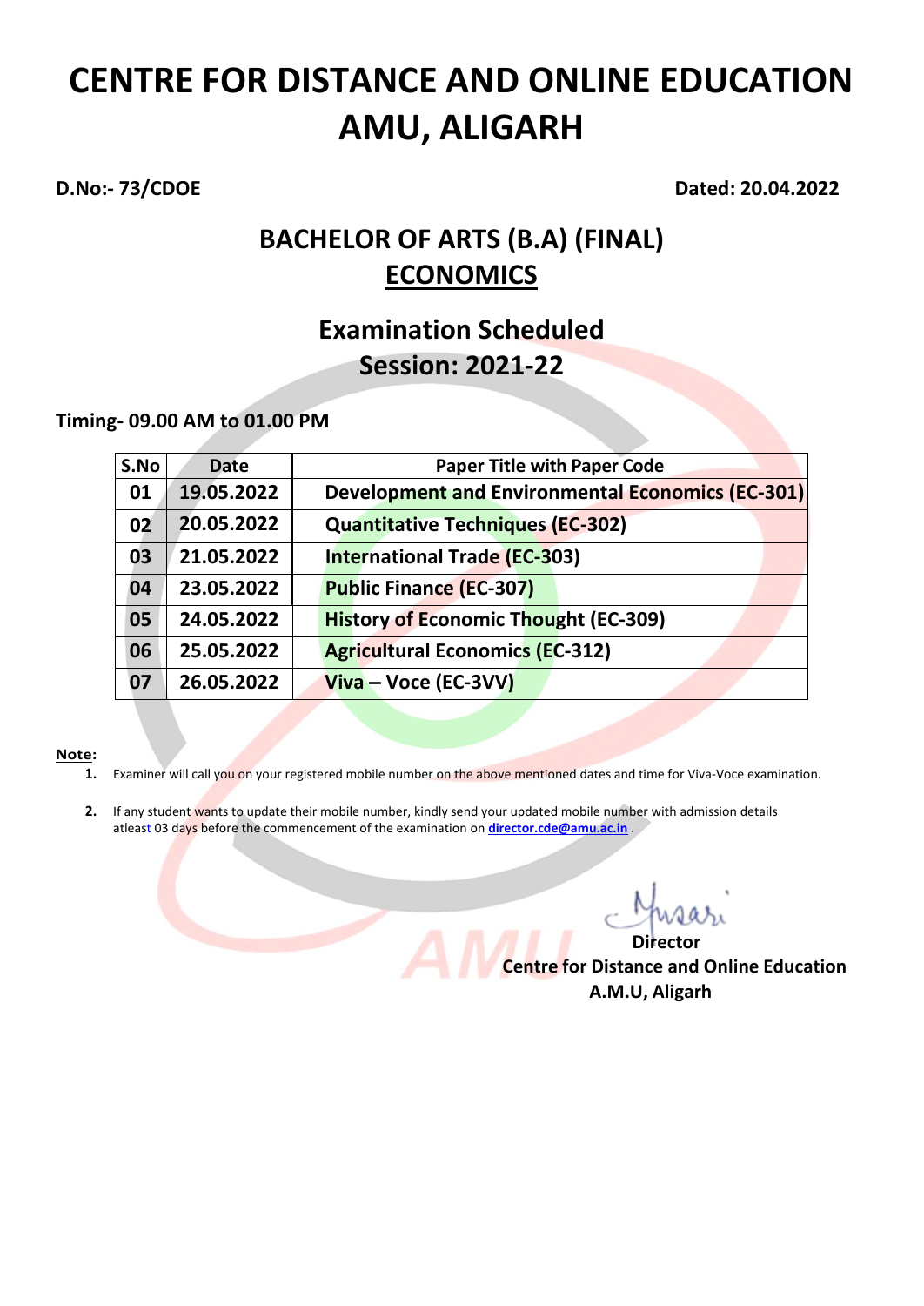# CENTRE FOR DISTANCE AND ONLINE EDUCATION AMU, ALIGARH

**D.No:- 73/CDOE** **Dated: 20.04.2022**

## BACHELOR OF ARTS (B.A) (FINAL)
## ECONOMICS

## Examination Scheduled
## Session: 2021-22

**Timing- 09.00 AM to 01.00 PM**

| S.No | Date | Paper Title with Paper Code |
|---|---|---|
| 01 | 19.05.2022 | Development and Environmental Economics (EC-301) |
| 02 | 20.05.2022 | Quantitative Techniques (EC-302) |
| 03 | 21.05.2022 | International Trade (EC-303) |
| 04 | 23.05.2022 | Public Finance (EC-307) |
| 05 | 24.05.2022 | History of Economic Thought (EC-309) |
| 06 | 25.05.2022 | Agricultural Economics (EC-312) |
| 07 | 26.05.2022 | Viva – Voce (EC-3VV) |

**Note:**

1. Examiner will call you on your registered mobile number on the above mentioned dates and time for Viva-Voce examination.
2. If any student wants to update their mobile number, kindly send your updated mobile number with admission details atleast 03 days before the commencement of the examination on **director.cde@amu.ac.in** .

**Director**
**Centre for Distance and Online Education**
**A.M.U, Aligarh**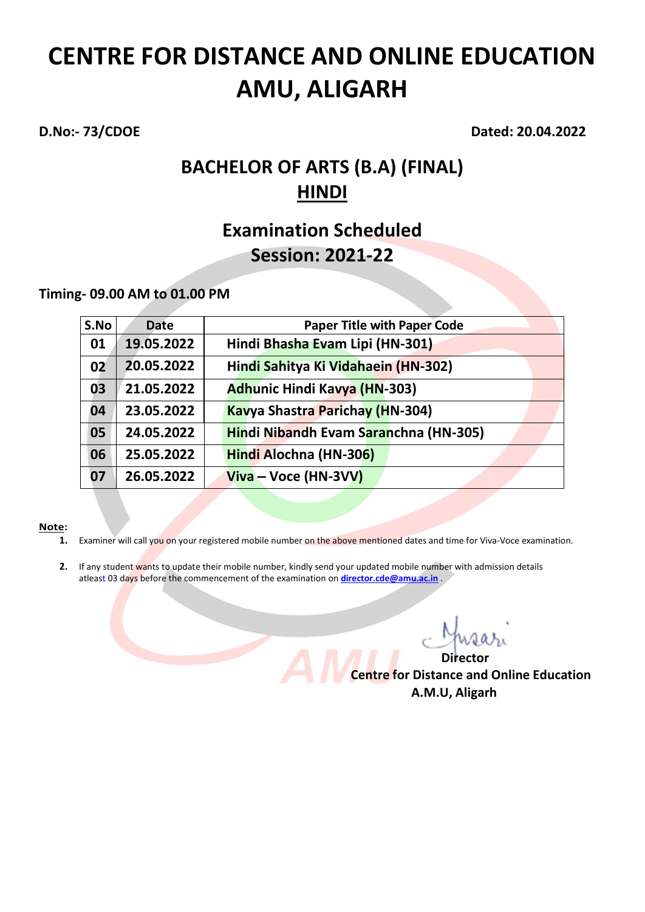# CENTRE FOR DISTANCE AND ONLINE EDUCATION AMU, ALIGARH

**D.No:- 73/CDOE** **Dated: 20.04.2022**

## BACHELOR OF ARTS (B.A) (FINAL)
## HINDI

## Examination Scheduled
## Session: 2021-22

**Timing- 09.00 AM to 01.00 PM**

| S.No | Date | Paper Title with Paper Code |
|---|---|---|
| 01 | 19.05.2022 | Hindi Bhasha Evam Lipi (HN-301) |
| 02 | 20.05.2022 | Hindi Sahitya Ki Vidahaein (HN-302) |
| 03 | 21.05.2022 | Adhunic Hindi Kavya (HN-303) |
| 04 | 23.05.2022 | Kavya Shastra Parichay (HN-304) |
| 05 | 24.05.2022 | Hindi Nibandh Evam Saranchna (HN-305) |
| 06 | 25.05.2022 | Hindi Alochna (HN-306) |
| 07 | 26.05.2022 | Viva – Voce (HN-3VV) |

**Note:**

1. Examiner will call you on your registered mobile number on the above mentioned dates and time for Viva-Voce examination.
2. If any student wants to update their mobile number, kindly send your updated mobile number with admission details atleast 03 days before the commencement of the examination on **director.cde@amu.ac.in** .

**Director**
**Centre for Distance and Online Education**
**A.M.U, Aligarh**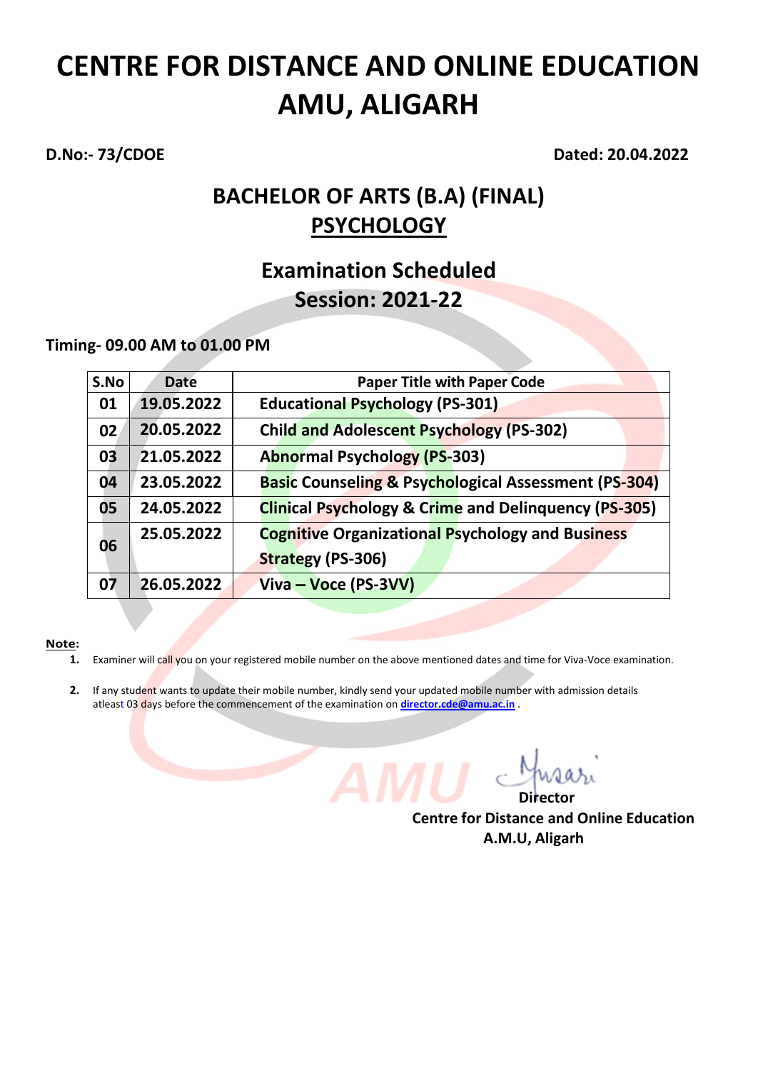# CENTRE FOR DISTANCE AND ONLINE EDUCATION AMU, ALIGARH

**D.No:- 73/CDOE** **Dated: 20.04.2022**

## BACHELOR OF ARTS (B.A) (FINAL)

## PSYCHOLOGY

## Examination Scheduled
## Session: 2021-22

**Timing- 09.00 AM to 01.00 PM**

| S.No | Date | Paper Title with Paper Code |
|---|---|---|
| 01 | 19.05.2022 | Educational Psychology (PS-301) |
| 02 | 20.05.2022 | Child and Adolescent Psychology (PS-302) |
| 03 | 21.05.2022 | Abnormal Psychology (PS-303) |
| 04 | 23.05.2022 | Basic Counseling & Psychological Assessment (PS-304) |
| 05 | 24.05.2022 | Clinical Psychology & Crime and Delinquency (PS-305) |
| 06 | 25.05.2022 | Cognitive Organizational Psychology and Business Strategy (PS-306) |
| 07 | 26.05.2022 | Viva – Voce (PS-3VV) |

**Note:**

1. Examiner will call you on your registered mobile number on the above mentioned dates and time for Viva-Voce examination.
2. If any student wants to update their mobile number, kindly send your updated mobile number with admission details atleast 03 days before the commencement of the examination on director.cde@amu.ac.in .

**Director**
**Centre for Distance and Online Education**
**A.M.U, Aligarh**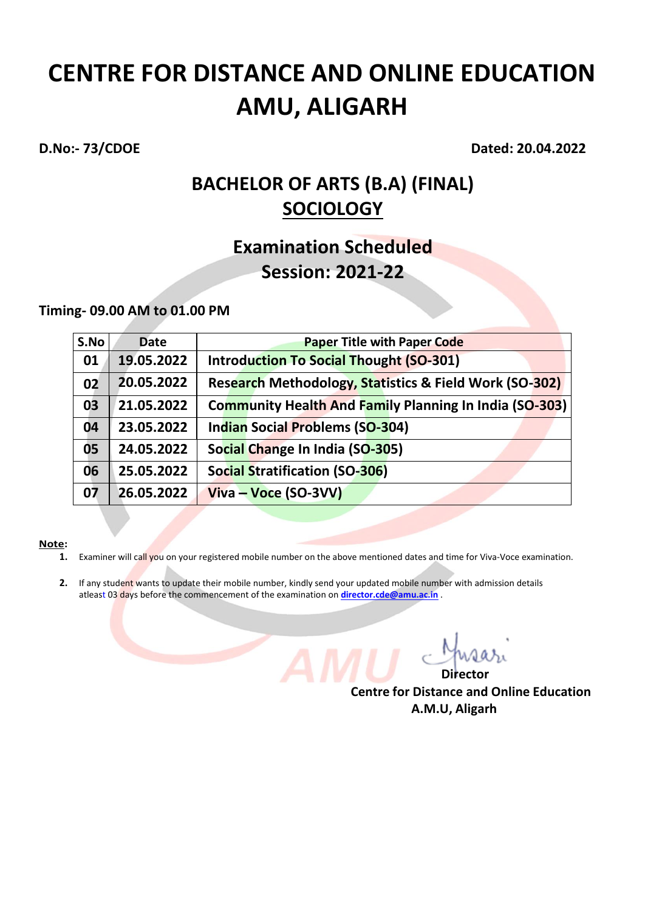# CENTRE FOR DISTANCE AND ONLINE EDUCATION
# AMU, ALIGARH

**D.No:- 73/CDOE** **Dated: 20.04.2022**

## BACHELOR OF ARTS (B.A) (FINAL)
## SOCIOLOGY

## Examination Scheduled
## Session: 2021-22

**Timing- 09.00 AM to 01.00 PM**

| S.No | Date | Paper Title with Paper Code |
|---|---|---|
| 01 | 19.05.2022 | Introduction To Social Thought (SO-301) |
| 02 | 20.05.2022 | Research Methodology, Statistics & Field Work (SO-302) |
| 03 | 21.05.2022 | Community Health And Family Planning In India (SO-303) |
| 04 | 23.05.2022 | Indian Social Problems (SO-304) |
| 05 | 24.05.2022 | Social Change In India (SO-305) |
| 06 | 25.05.2022 | Social Stratification (SO-306) |
| 07 | 26.05.2022 | Viva – Voce (SO-3VV) |

**Note:**

1. Examiner will call you on your registered mobile number on the above mentioned dates and time for Viva-Voce examination.
2. If any student wants to update their mobile number, kindly send your updated mobile number with admission details atleast 03 days before the commencement of the examination on **director.cde@amu.ac.in** .

**Director**
**Centre for Distance and Online Education**
**A.M.U, Aligarh**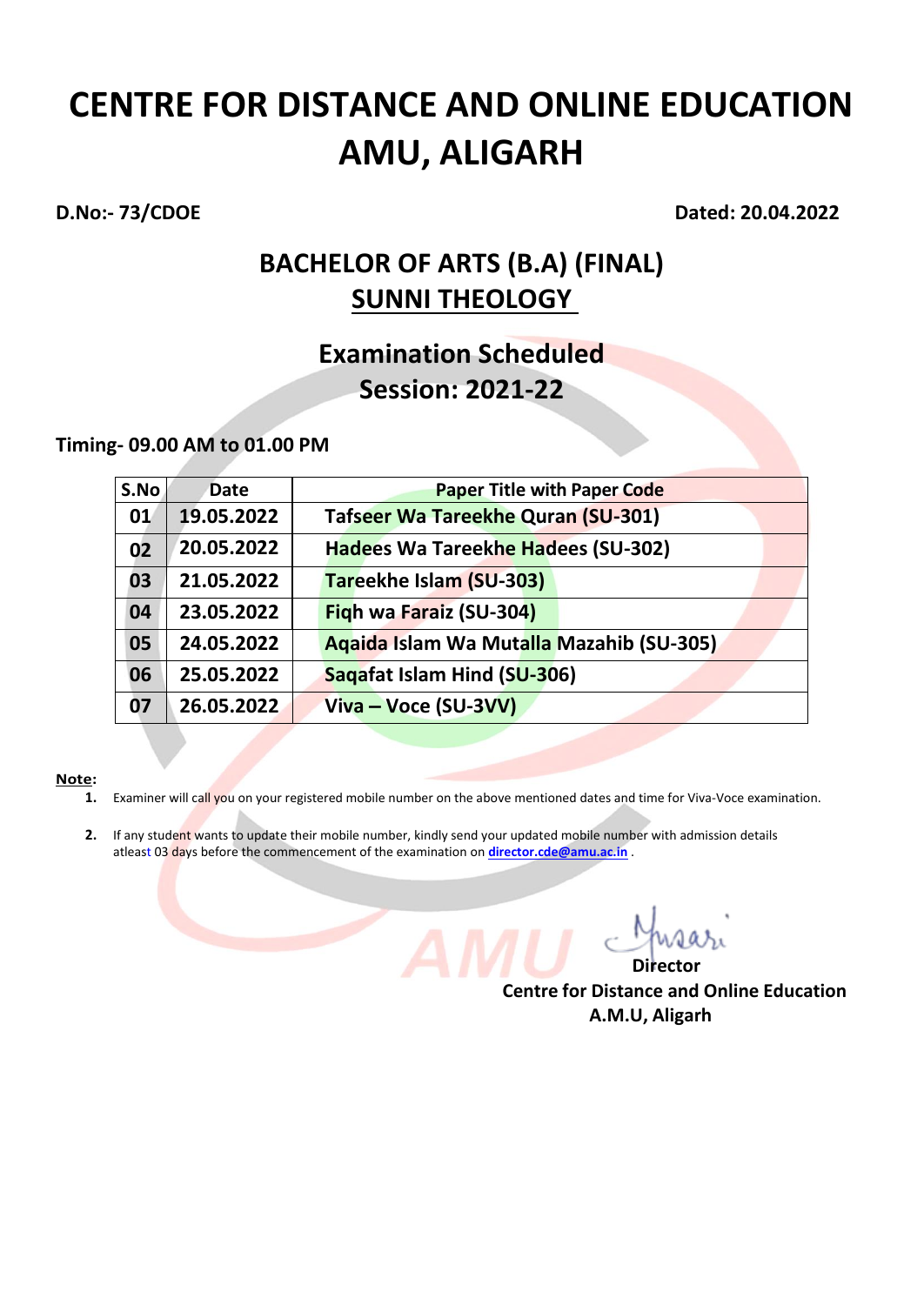# CENTRE FOR DISTANCE AND ONLINE EDUCATION
# AMU, ALIGARH

**D.No:- 73/CDOE** **Dated: 20.04.2022**

## BACHELOR OF ARTS (B.A) (FINAL)
## SUNNI THEOLOGY

## Examination Scheduled
## Session: 2021-22

**Timing- 09.00 AM to 01.00 PM**

| S.No | Date | Paper Title with Paper Code |
|---|---|---|
| 01 | 19.05.2022 | Tafseer Wa Tareekhe Quran (SU-301) |
| 02 | 20.05.2022 | Hadees Wa Tareekhe Hadees (SU-302) |
| 03 | 21.05.2022 | Tareekhe Islam (SU-303) |
| 04 | 23.05.2022 | Fiqh wa Faraiz (SU-304) |
| 05 | 24.05.2022 | Aqaida Islam Wa Mutalla Mazahib (SU-305) |
| 06 | 25.05.2022 | Saqafat Islam Hind (SU-306) |
| 07 | 26.05.2022 | Viva – Voce (SU-3VV) |

**Note:**

1. Examiner will call you on your registered mobile number on the above mentioned dates and time for Viva-Voce examination.
2. If any student wants to update their mobile number, kindly send your updated mobile number with admission details atleast 03 days before the commencement of the examination on **director.cde@amu.ac.in** .

**Director**
**Centre for Distance and Online Education**
**A.M.U, Aligarh**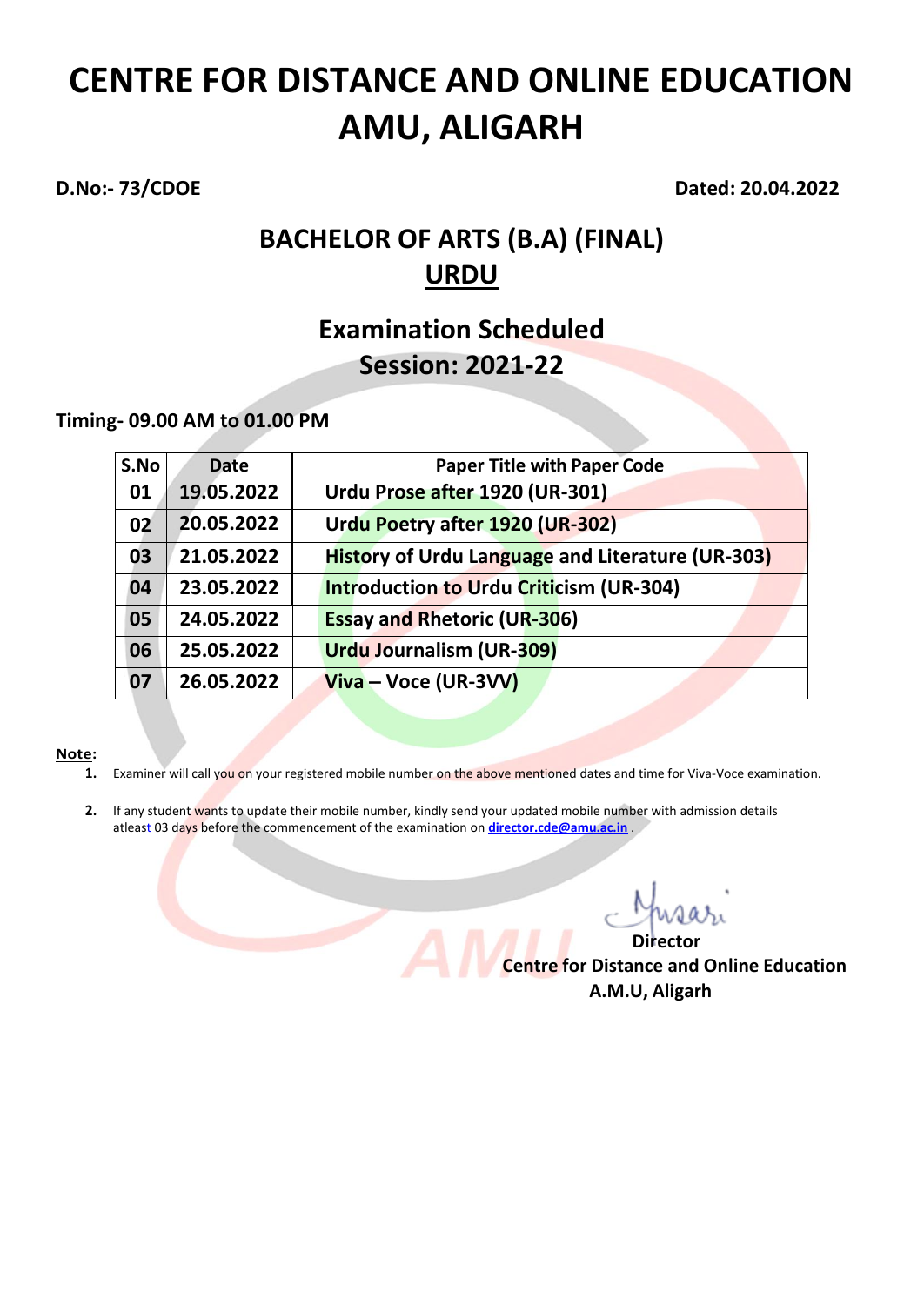# CENTRE FOR DISTANCE AND ONLINE EDUCATION AMU, ALIGARH

**D.No:- 73/CDOE** **Dated: 20.04.2022**

## BACHELOR OF ARTS (B.A) (FINAL)
## URDU

## Examination Scheduled
## Session: 2021-22

**Timing- 09.00 AM to 01.00 PM**

| S.No | Date | Paper Title with Paper Code |
|---|---|---|
| 01 | 19.05.2022 | Urdu Prose after 1920 (UR-301) |
| 02 | 20.05.2022 | Urdu Poetry after 1920 (UR-302) |
| 03 | 21.05.2022 | History of Urdu Language and Literature (UR-303) |
| 04 | 23.05.2022 | Introduction to Urdu Criticism (UR-304) |
| 05 | 24.05.2022 | Essay and Rhetoric (UR-306) |
| 06 | 25.05.2022 | Urdu Journalism (UR-309) |
| 07 | 26.05.2022 | Viva – Voce (UR-3VV) |

**Note:**

1. Examiner will call you on your registered mobile number on the above mentioned dates and time for Viva-Voce examination.
2. If any student wants to update their mobile number, kindly send your updated mobile number with admission details atleast 03 days before the commencement of the examination on **director.cde@amu.ac.in** .

**Director**
**Centre for Distance and Online Education**
**A.M.U, Aligarh**